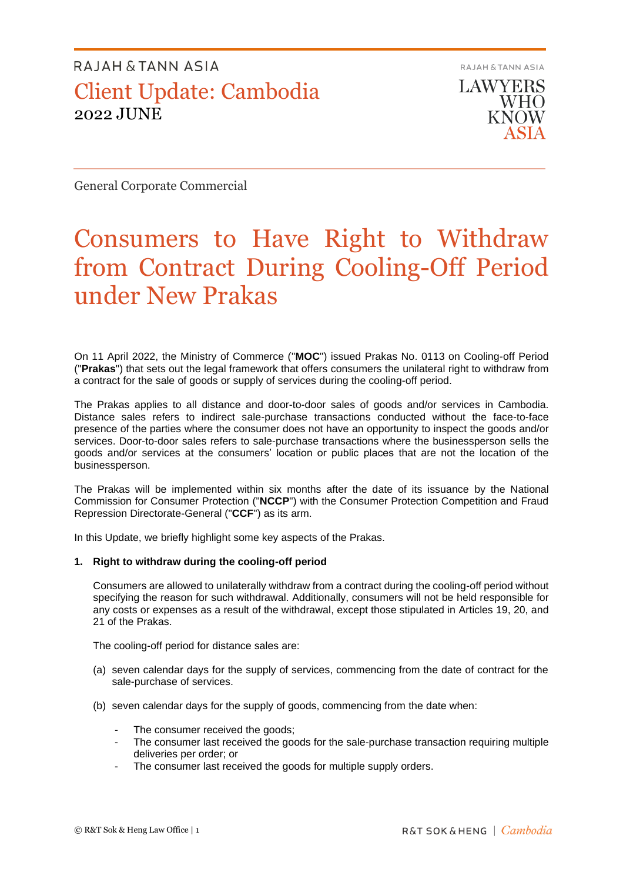RAJAH & TANN ASIA

# Client Update: Cambodia

2022 JUNE

General Corporate Commercial

# Consumers to Have Right to Withdraw from Contract During Cooling-Off Period under New Prakas

On 11 April 2022, the Ministry of Commerce ("**MOC**") issued Prakas No. 0113 on Cooling-off Period ("**Prakas**") that sets out the legal framework that offers consumers the unilateral right to withdraw from a contract for the sale of goods or supply of services during the cooling-off period.

The Prakas applies to all distance and door-to-door sales of goods and/or services in Cambodia. Distance sales refers to indirect sale-purchase transactions conducted without the face-to-face presence of the parties where the consumer does not have an opportunity to inspect the goods and/or services. Door-to-door sales refers to sale-purchase transactions where the businessperson sells the goods and/or services at the consumers' location or public places that are not the location of the businessperson.

The Prakas will be implemented within six months after the date of its issuance by the National Commission for Consumer Protection ("**NCCP**") with the Consumer Protection Competition and Fraud Repression Directorate-General ("**CCF**") as its arm.

In this Update, we briefly highlight some key aspects of the Prakas.

**1. Right to withdraw during the cooling-off period**

Consumers are allowed to unilaterally withdraw from a contract during the cooling-off period without specifying the reason for such withdrawal. Additionally, consumers will not be held responsible for any costs or expenses as a result of the withdrawal, except those stipulated in Articles 19, 20, and 21 of the Prakas.

The cooling-off period for distance sales are:

(a) seven calendar days for the supply of services, commencing from the date of contract for the sale-purchase of services.

(b) seven calendar days for the supply of goods, commencing from the date when:

- The consumer received the goods;
- The consumer last received the goods for the sale-purchase transaction requiring multiple deliveries per order; or
- The consumer last received the goods for multiple supply orders.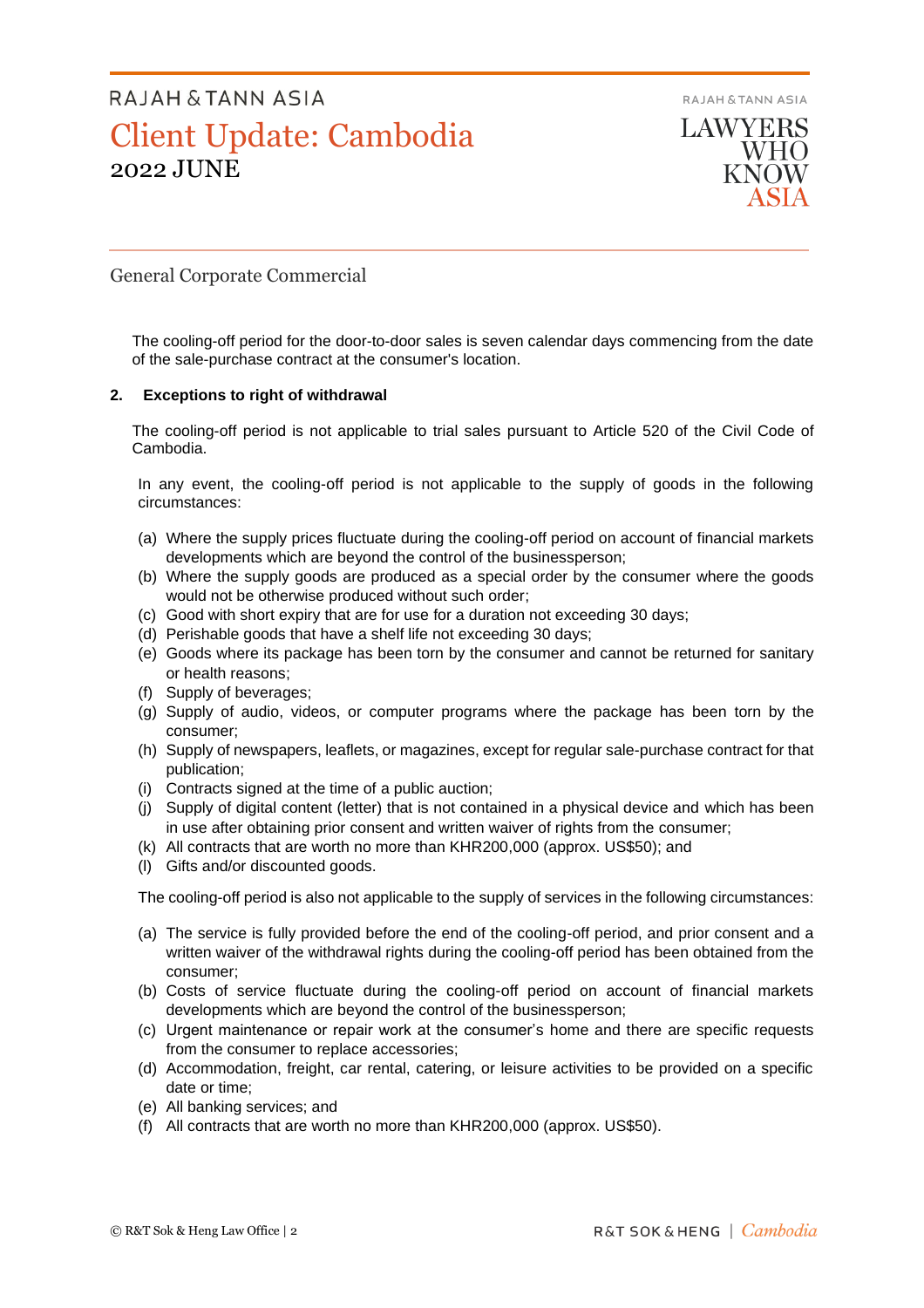The cooling-off period for the door-to-door sales is seven calendar days commencing from the date of the sale-purchase contract at the consumer's location.

**2. Exceptions to right of withdrawal**

The cooling-off period is not applicable to trial sales pursuant to Article 520 of the Civil Code of Cambodia.

In any event, the cooling-off period is not applicable to the supply of goods in the following circumstances:

(a) Where the supply prices fluctuate during the cooling-off period on account of financial markets developments which are beyond the control of the businessperson;
(b) Where the supply goods are produced as a special order by the consumer where the goods would not be otherwise produced without such order;
(c) Good with short expiry that are for use for a duration not exceeding 30 days;
(d) Perishable goods that have a shelf life not exceeding 30 days;
(e) Goods where its package has been torn by the consumer and cannot be returned for sanitary or health reasons;
(f) Supply of beverages;
(g) Supply of audio, videos, or computer programs where the package has been torn by the consumer;
(h) Supply of newspapers, leaflets, or magazines, except for regular sale-purchase contract for that publication;
(i) Contracts signed at the time of a public auction;
(j) Supply of digital content (letter) that is not contained in a physical device and which has been in use after obtaining prior consent and written waiver of rights from the consumer;
(k) All contracts that are worth no more than KHR200,000 (approx. US$50); and
(l) Gifts and/or discounted goods.

The cooling-off period is also not applicable to the supply of services in the following circumstances:

(a) The service is fully provided before the end of the cooling-off period, and prior consent and a written waiver of the withdrawal rights during the cooling-off period has been obtained from the consumer;
(b) Costs of service fluctuate during the cooling-off period on account of financial markets developments which are beyond the control of the businessperson;
(c) Urgent maintenance or repair work at the consumer's home and there are specific requests from the consumer to replace accessories;
(d) Accommodation, freight, car rental, catering, or leisure activities to be provided on a specific date or time;
(e) All banking services; and
(f) All contracts that are worth no more than KHR200,000 (approx. US$50).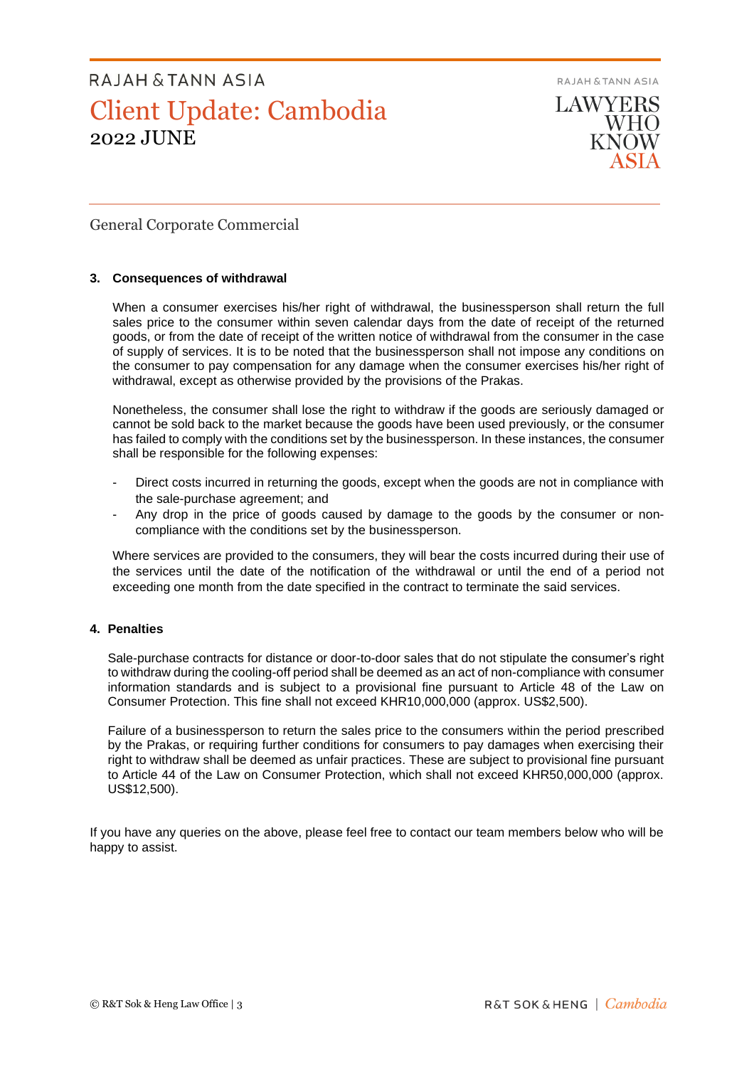### 3. Consequences of withdrawal

When a consumer exercises his/her right of withdrawal, the businessperson shall return the full sales price to the consumer within seven calendar days from the date of receipt of the returned goods, or from the date of receipt of the written notice of withdrawal from the consumer in the case of supply of services. It is to be noted that the businessperson shall not impose any conditions on the consumer to pay compensation for any damage when the consumer exercises his/her right of withdrawal, except as otherwise provided by the provisions of the Prakas.

Nonetheless, the consumer shall lose the right to withdraw if the goods are seriously damaged or cannot be sold back to the market because the goods have been used previously, or the consumer has failed to comply with the conditions set by the businessperson. In these instances, the consumer shall be responsible for the following expenses:

- Direct costs incurred in returning the goods, except when the goods are not in compliance with the sale-purchase agreement; and
- Any drop in the price of goods caused by damage to the goods by the consumer or non-compliance with the conditions set by the businessperson.

Where services are provided to the consumers, they will bear the costs incurred during their use of the services until the date of the notification of the withdrawal or until the end of a period not exceeding one month from the date specified in the contract to terminate the said services.

### 4. Penalties

Sale-purchase contracts for distance or door-to-door sales that do not stipulate the consumer's right to withdraw during the cooling-off period shall be deemed as an act of non-compliance with consumer information standards and is subject to a provisional fine pursuant to Article 48 of the Law on Consumer Protection. This fine shall not exceed KHR10,000,000 (approx. US$2,500).

Failure of a businessperson to return the sales price to the consumers within the period prescribed by the Prakas, or requiring further conditions for consumers to pay damages when exercising their right to withdraw shall be deemed as unfair practices. These are subject to provisional fine pursuant to Article 44 of the Law on Consumer Protection, which shall not exceed KHR50,000,000 (approx. US$12,500).

If you have any queries on the above, please feel free to contact our team members below who will be happy to assist.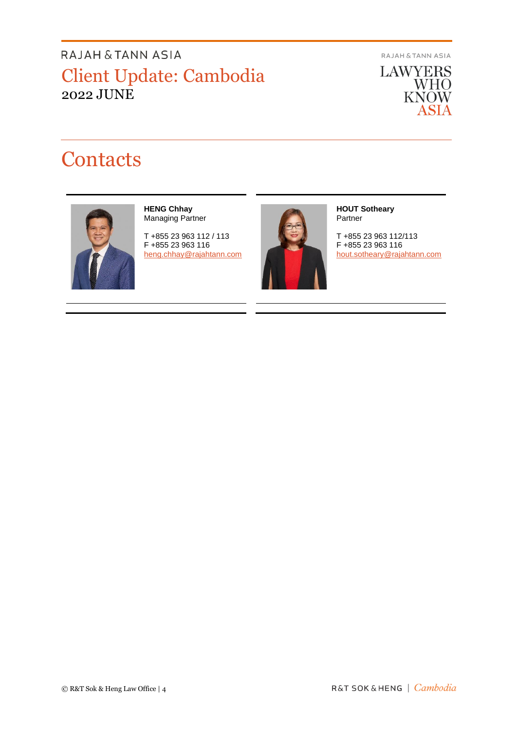# Contacts

**HENG Chhay**
Managing Partner

T +855 23 963 112 / 113
F +855 23 963 116
heng.chhay@rajahtann.com

**HOUT Sotheary**
Partner

T +855 23 963 112/113
F +855 23 963 116
hout.sotheary@rajahtann.com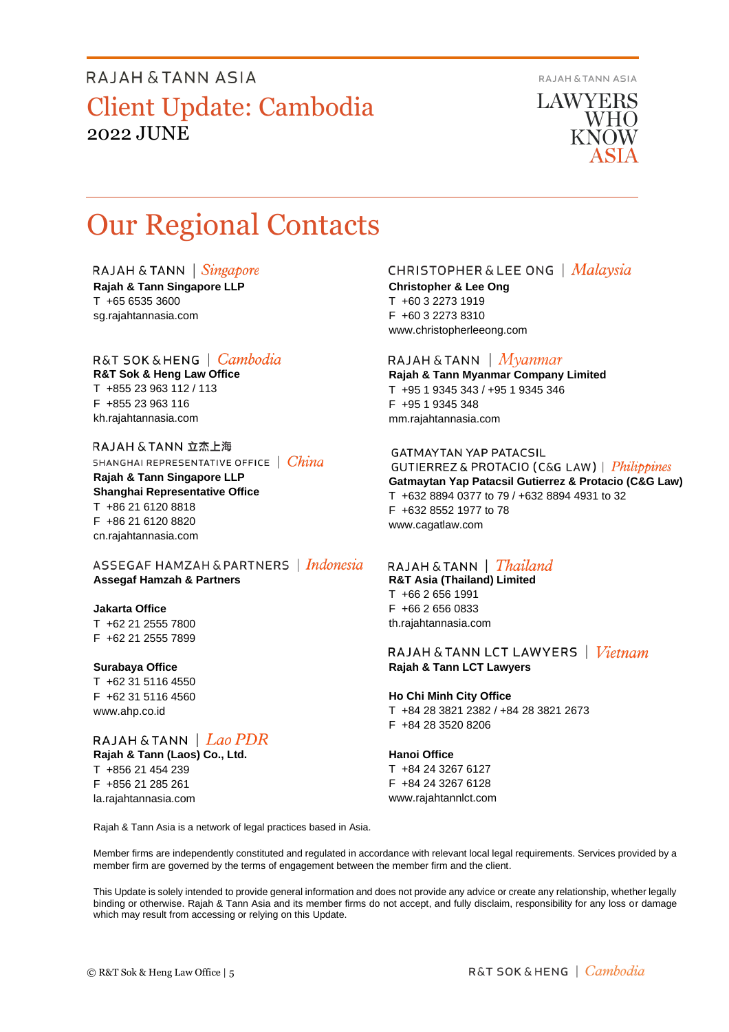# Our Regional Contacts

RAJAH & TANN | *Singapore*

**Rajah & Tann Singapore LLP**
T +65 6535 3600
sg.rajahtannasia.com

R&T SOK & HENG | *Cambodia*

**R&T Sok & Heng Law Office**
T +855 23 963 112 / 113
F +855 23 963 116
kh.rajahtannasia.com

RAJAH & TANN 立杰上海
SHANGHAI REPRESENTATIVE OFFICE | *China*

**Rajah & Tann Singapore LLP**
**Shanghai Representative Office**
T +86 21 6120 8818
F +86 21 6120 8820
cn.rajahtannasia.com

ASSEGAF HAMZAH & PARTNERS | *Indonesia*

**Assegaf Hamzah & Partners**

**Jakarta Office**
T +62 21 2555 7800
F +62 21 2555 7899

**Surabaya Office**
T +62 31 5116 4550
F +62 31 5116 4560
www.ahp.co.id

RAJAH & TANN | *Lao PDR*

**Rajah & Tann (Laos) Co., Ltd.**
T +856 21 454 239
F +856 21 285 261
la.rajahtannasia.com

CHRISTOPHER & LEE ONG | *Malaysia*

**Christopher & Lee Ong**
T +60 3 2273 1919
F +60 3 2273 8310
www.christopherleeong.com

RAJAH & TANN | *Myanmar*

**Rajah & Tann Myanmar Company Limited**
T +95 1 9345 343 / +95 1 9345 346
F +95 1 9345 348
mm.rajahtannasia.com

GATMAYTAN YAP PATACSIL GUTIERREZ & PROTACIO (C&G LAW) | *Philippines*

**Gatmaytan Yap Patacsil Gutierrez & Protacio (C&G Law)**
T +632 8894 0377 to 79 / +632 8894 4931 to 32
F +632 8552 1977 to 78
www.cagatlaw.com

RAJAH & TANN | *Thailand*

**R&T Asia (Thailand) Limited**
T +66 2 656 1991
F +66 2 656 0833
th.rajahtannasia.com

RAJAH & TANN LCT LAWYERS | *Vietnam*

**Rajah & Tann LCT Lawyers**

**Ho Chi Minh City Office**
T +84 28 3821 2382 / +84 28 3821 2673
F +84 28 3520 8206

**Hanoi Office**
T +84 24 3267 6127
F +84 24 3267 6128
www.rajahtannlct.com

Rajah & Tann Asia is a network of legal practices based in Asia.

Member firms are independently constituted and regulated in accordance with relevant local legal requirements. Services provided by a member firm are governed by the terms of engagement between the member firm and the client.

This Update is solely intended to provide general information and does not provide any advice or create any relationship, whether legally binding or otherwise. Rajah & Tann Asia and its member firms do not accept, and fully disclaim, responsibility for any loss or damage which may result from accessing or relying on this Update.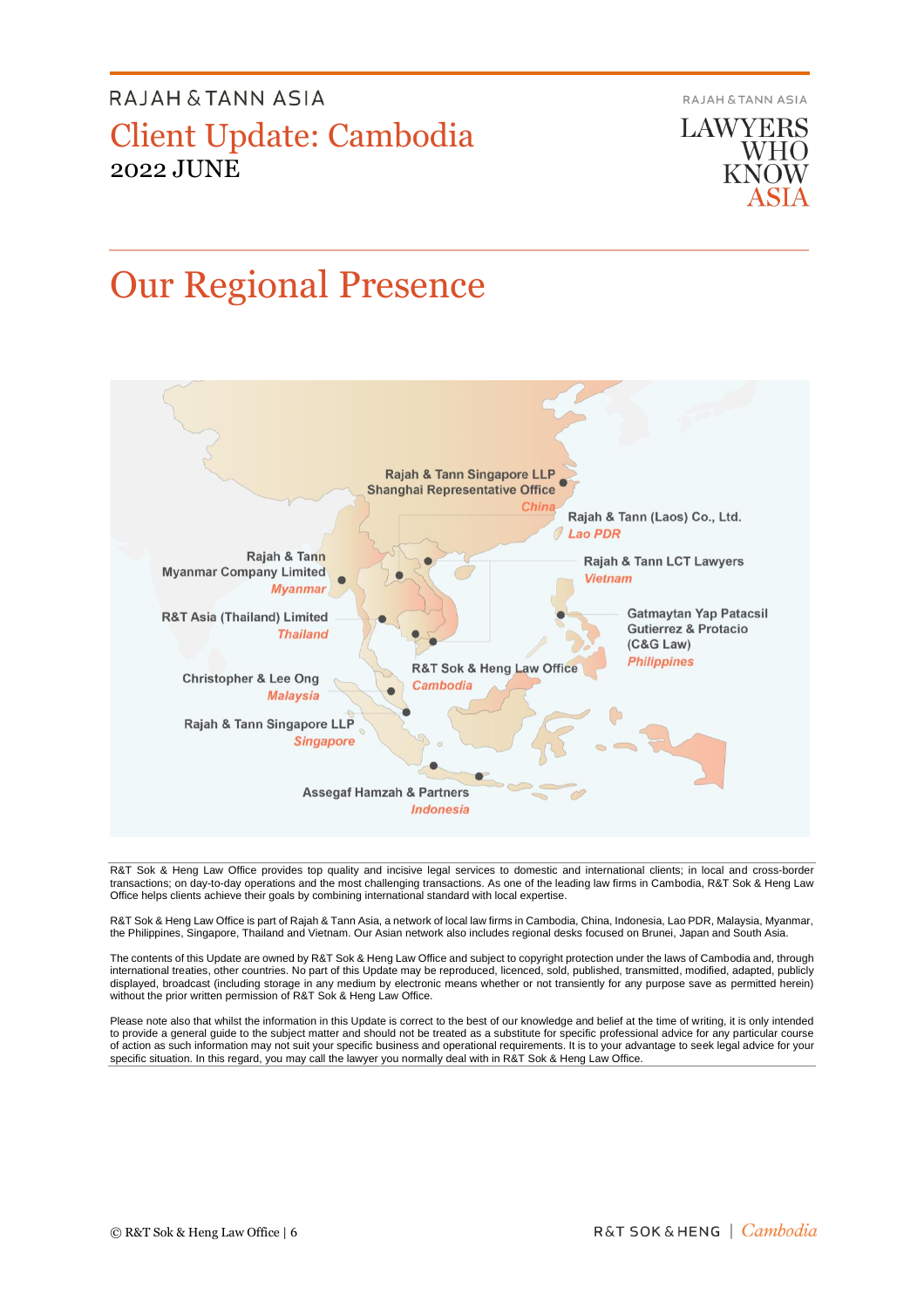RAJAH & TANN ASIA

# Client Update: Cambodia

2022 JUNE

RAJAH & TANN ASIA

LAWYERS WHO KNOW ASIA

## Our Regional Presence

Rajah & Tann Singapore LLP
Shanghai Representative Office
*China*

Rajah & Tann (Laos) Co., Ltd.
*Lao PDR*

Rajah & Tann
Myanmar Company Limited
*Myanmar*

Rajah & Tann LCT Lawyers
*Vietnam*

R&T Asia (Thailand) Limited
*Thailand*

Gatmaytan Yap Patacsil
Gutierrez & Protacio
(C&G Law)
*Philippines*

R&T Sok & Heng Law Office
*Cambodia*

Christopher & Lee Ong
*Malaysia*

Rajah & Tann Singapore LLP
*Singapore*

Assegaf Hamzah & Partners
*Indonesia*

R&T Sok & Heng Law Office provides top quality and incisive legal services to domestic and international clients; in local and cross-border transactions; on day-to-day operations and the most challenging transactions. As one of the leading law firms in Cambodia, R&T Sok & Heng Law Office helps clients achieve their goals by combining international standard with local expertise.

R&T Sok & Heng Law Office is part of Rajah & Tann Asia, a network of local law firms in Cambodia, China, Indonesia, Lao PDR, Malaysia, Myanmar, the Philippines, Singapore, Thailand and Vietnam. Our Asian network also includes regional desks focused on Brunei, Japan and South Asia.

The contents of this Update are owned by R&T Sok & Heng Law Office and subject to copyright protection under the laws of Cambodia and, through international treaties, other countries. No part of this Update may be reproduced, licenced, sold, published, transmitted, modified, adapted, publicly displayed, broadcast (including storage in any medium by electronic means whether or not transiently for any purpose save as permitted herein) without the prior written permission of R&T Sok & Heng Law Office.

Please note also that whilst the information in this Update is correct to the best of our knowledge and belief at the time of writing, it is only intended to provide a general guide to the subject matter and should not be treated as a substitute for specific professional advice for any particular course of action as such information may not suit your specific business and operational requirements. It is to your advantage to seek legal advice for your specific situation. In this regard, you may call the lawyer you normally deal with in R&T Sok & Heng Law Office.